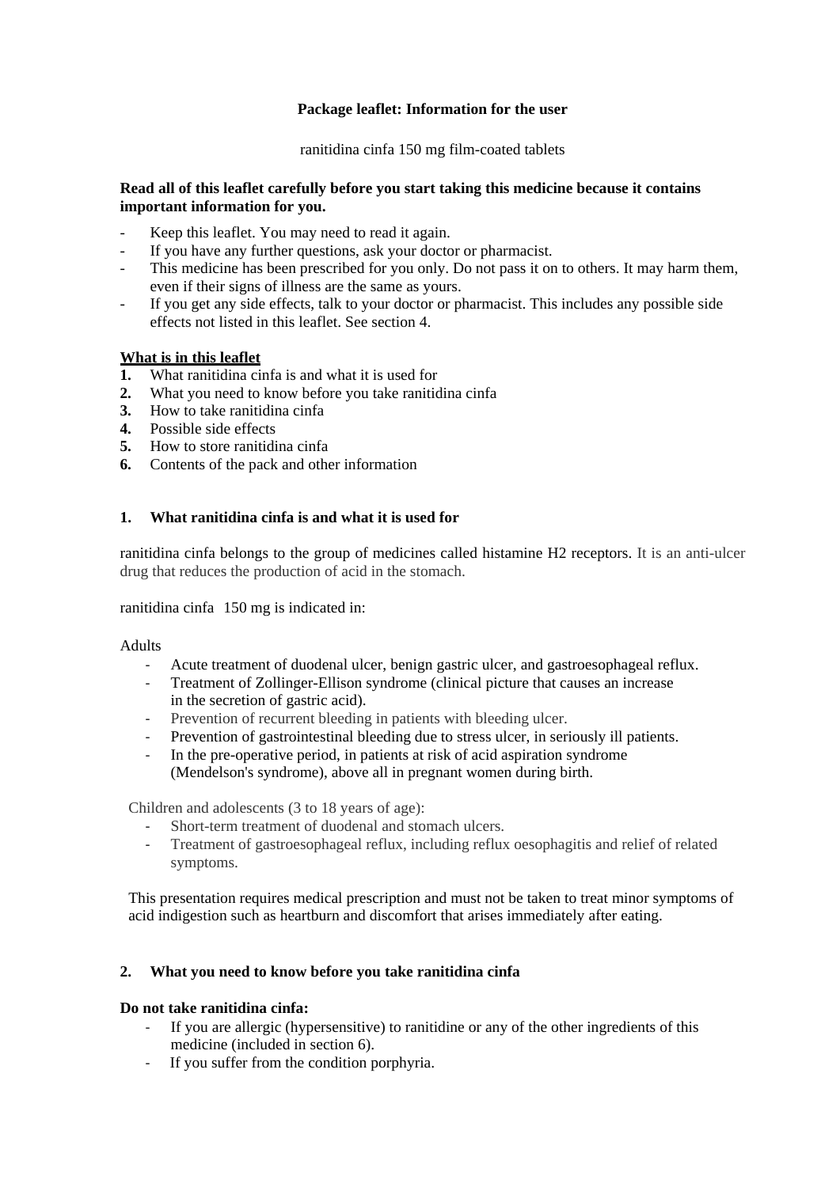**Package leaflet: Information for the user**

ranitidina cinfa 150 mg film-coated tablets

**Read all of this leaflet carefully before you start taking this medicine because it contains important information for you.**

- Keep this leaflet. You may need to read it again.
- If you have any further questions, ask your doctor or pharmacist.
- This medicine has been prescribed for you only. Do not pass it on to others. It may harm them, even if their signs of illness are the same as yours.
- If you get any side effects, talk to your doctor or pharmacist. This includes any possible side effects not listed in this leaflet. See section 4.

**What is in this leaflet**

1. What ranitidina cinfa is and what it is used for
2. What you need to know before you take ranitidina cinfa
3. How to take ranitidina cinfa
4. Possible side effects
5. How to store ranitidina cinfa
6. Contents of the pack and other information

## 1. What ranitidina cinfa is and what it is used for

ranitidina cinfa belongs to the group of medicines called histamine H2 receptors. It is an anti-ulcer drug that reduces the production of acid in the stomach.

ranitidina cinfa 150 mg is indicated in:

Adults

- Acute treatment of duodenal ulcer, benign gastric ulcer, and gastroesophageal reflux.
- Treatment of Zollinger-Ellison syndrome (clinical picture that causes an increase in the secretion of gastric acid).
- Prevention of recurrent bleeding in patients with bleeding ulcer.
- Prevention of gastrointestinal bleeding due to stress ulcer, in seriously ill patients.
- In the pre-operative period, in patients at risk of acid aspiration syndrome (Mendelson's syndrome), above all in pregnant women during birth.

Children and adolescents (3 to 18 years of age):

- Short-term treatment of duodenal and stomach ulcers.
- Treatment of gastroesophageal reflux, including reflux oesophagitis and relief of related symptoms.

This presentation requires medical prescription and must not be taken to treat minor symptoms of acid indigestion such as heartburn and discomfort that arises immediately after eating.

## 2. What you need to know before you take ranitidina cinfa

**Do not take ranitidina cinfa:**

- If you are allergic (hypersensitive) to ranitidine or any of the other ingredients of this medicine (included in section 6).
- If you suffer from the condition porphyria.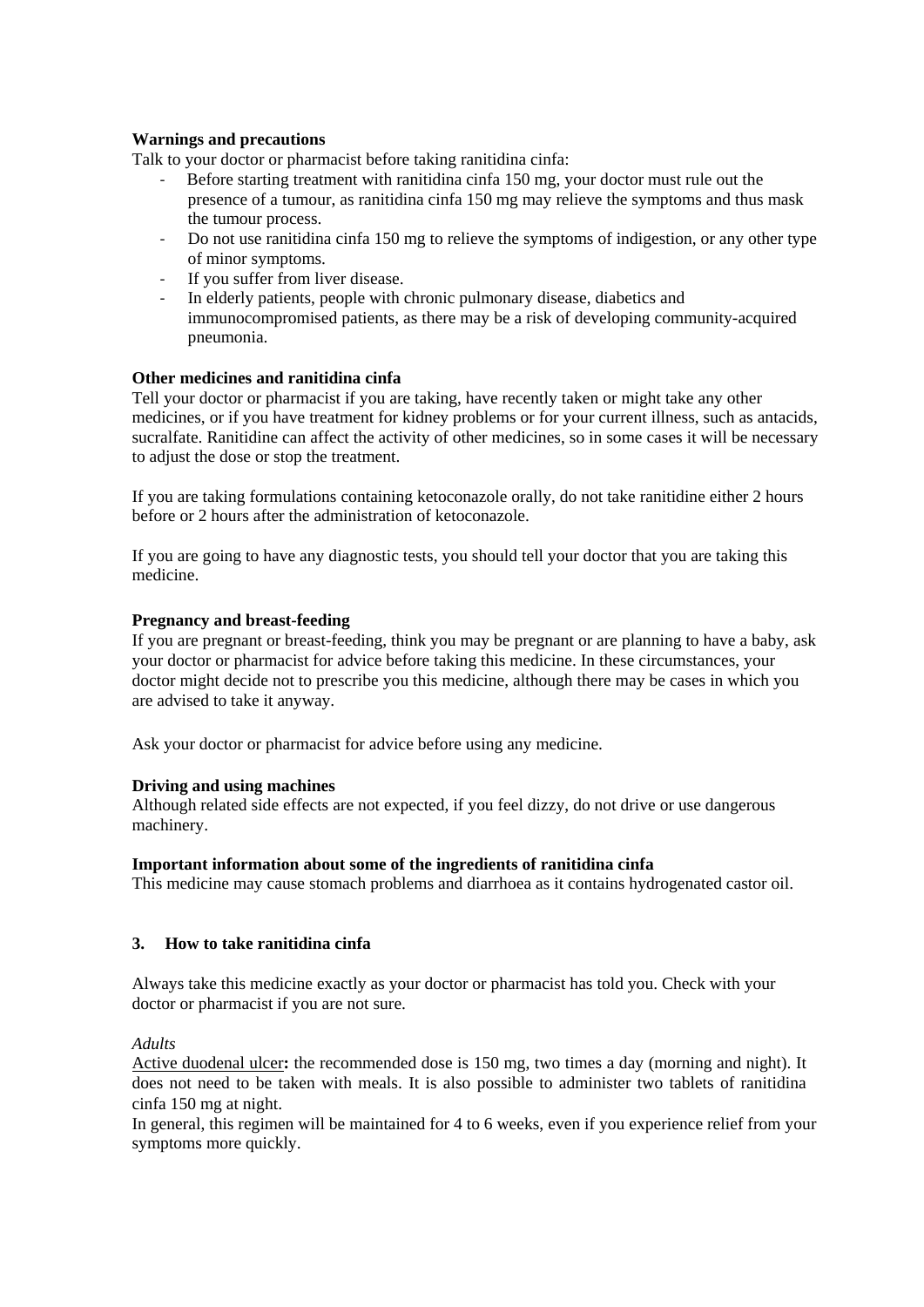**Warnings and precautions**

Talk to your doctor or pharmacist before taking ranitidina cinfa:

- Before starting treatment with ranitidina cinfa 150 mg, your doctor must rule out the presence of a tumour, as ranitidina cinfa 150 mg may relieve the symptoms and thus mask the tumour process.
- Do not use ranitidina cinfa 150 mg to relieve the symptoms of indigestion, or any other type of minor symptoms.
- If you suffer from liver disease.
- In elderly patients, people with chronic pulmonary disease, diabetics and immunocompromised patients, as there may be a risk of developing community-acquired pneumonia.

**Other medicines and ranitidina cinfa**

Tell your doctor or pharmacist if you are taking, have recently taken or might take any other medicines, or if you have treatment for kidney problems or for your current illness, such as antacids, sucralfate. Ranitidine can affect the activity of other medicines, so in some cases it will be necessary to adjust the dose or stop the treatment.

If you are taking formulations containing ketoconazole orally, do not take ranitidine either 2 hours before or 2 hours after the administration of ketoconazole.

If you are going to have any diagnostic tests, you should tell your doctor that you are taking this medicine.

**Pregnancy and breast-feeding**

If you are pregnant or breast-feeding, think you may be pregnant or are planning to have a baby, ask your doctor or pharmacist for advice before taking this medicine. In these circumstances, your doctor might decide not to prescribe you this medicine, although there may be cases in which you are advised to take it anyway.

Ask your doctor or pharmacist for advice before using any medicine.

**Driving and using machines**

Although related side effects are not expected, if you feel dizzy, do not drive or use dangerous machinery.

**Important information about some of the ingredients of ranitidina cinfa**

This medicine may cause stomach problems and diarrhoea as it contains hydrogenated castor oil.

## 3. How to take ranitidina cinfa

Always take this medicine exactly as your doctor or pharmacist has told you. Check with your doctor or pharmacist if you are not sure.

*Adults*

Active duodenal ulcer**:** the recommended dose is 150 mg, two times a day (morning and night). It does not need to be taken with meals. It is also possible to administer two tablets of ranitidina cinfa 150 mg at night.

In general, this regimen will be maintained for 4 to 6 weeks, even if you experience relief from your symptoms more quickly.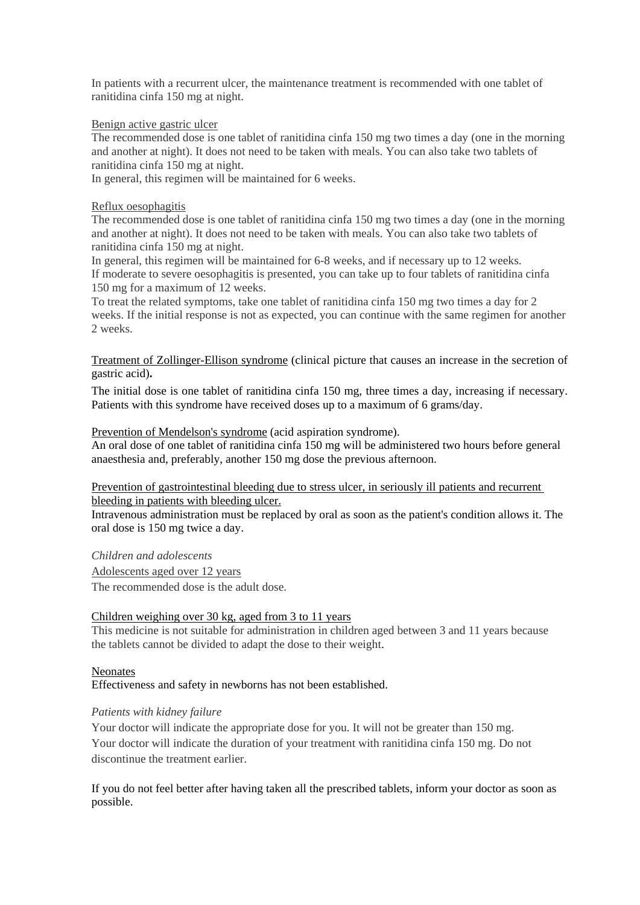In patients with a recurrent ulcer, the maintenance treatment is recommended with one tablet of ranitidina cinfa 150 mg at night.

Benign active gastric ulcer

The recommended dose is one tablet of ranitidina cinfa 150 mg two times a day (one in the morning and another at night). It does not need to be taken with meals. You can also take two tablets of ranitidina cinfa 150 mg at night.

In general, this regimen will be maintained for 6 weeks.

Reflux oesophagitis

The recommended dose is one tablet of ranitidina cinfa 150 mg two times a day (one in the morning and another at night). It does not need to be taken with meals. You can also take two tablets of ranitidina cinfa 150 mg at night.

In general, this regimen will be maintained for 6-8 weeks, and if necessary up to 12 weeks.

If moderate to severe oesophagitis is presented, you can take up to four tablets of ranitidina cinfa 150 mg for a maximum of 12 weeks.

To treat the related symptoms, take one tablet of ranitidina cinfa 150 mg two times a day for 2 weeks. If the initial response is not as expected, you can continue with the same regimen for another 2 weeks.

Treatment of Zollinger-Ellison syndrome (clinical picture that causes an increase in the secretion of gastric acid)**.**

The initial dose is one tablet of ranitidina cinfa 150 mg, three times a day, increasing if necessary. Patients with this syndrome have received doses up to a maximum of 6 grams/day.

Prevention of Mendelson's syndrome (acid aspiration syndrome).

An oral dose of one tablet of ranitidina cinfa 150 mg will be administered two hours before general anaesthesia and, preferably, another 150 mg dose the previous afternoon.

Prevention of gastrointestinal bleeding due to stress ulcer, in seriously ill patients and recurrent bleeding in patients with bleeding ulcer.

Intravenous administration must be replaced by oral as soon as the patient's condition allows it. The oral dose is 150 mg twice a day.

*Children and adolescents*

Adolescents aged over 12 years

The recommended dose is the adult dose.

Children weighing over 30 kg, aged from 3 to 11 years

This medicine is not suitable for administration in children aged between 3 and 11 years because the tablets cannot be divided to adapt the dose to their weight.

Neonates

Effectiveness and safety in newborns has not been established.

*Patients with kidney failure*

Your doctor will indicate the appropriate dose for you. It will not be greater than 150 mg.

Your doctor will indicate the duration of your treatment with ranitidina cinfa 150 mg. Do not discontinue the treatment earlier.

If you do not feel better after having taken all the prescribed tablets, inform your doctor as soon as possible.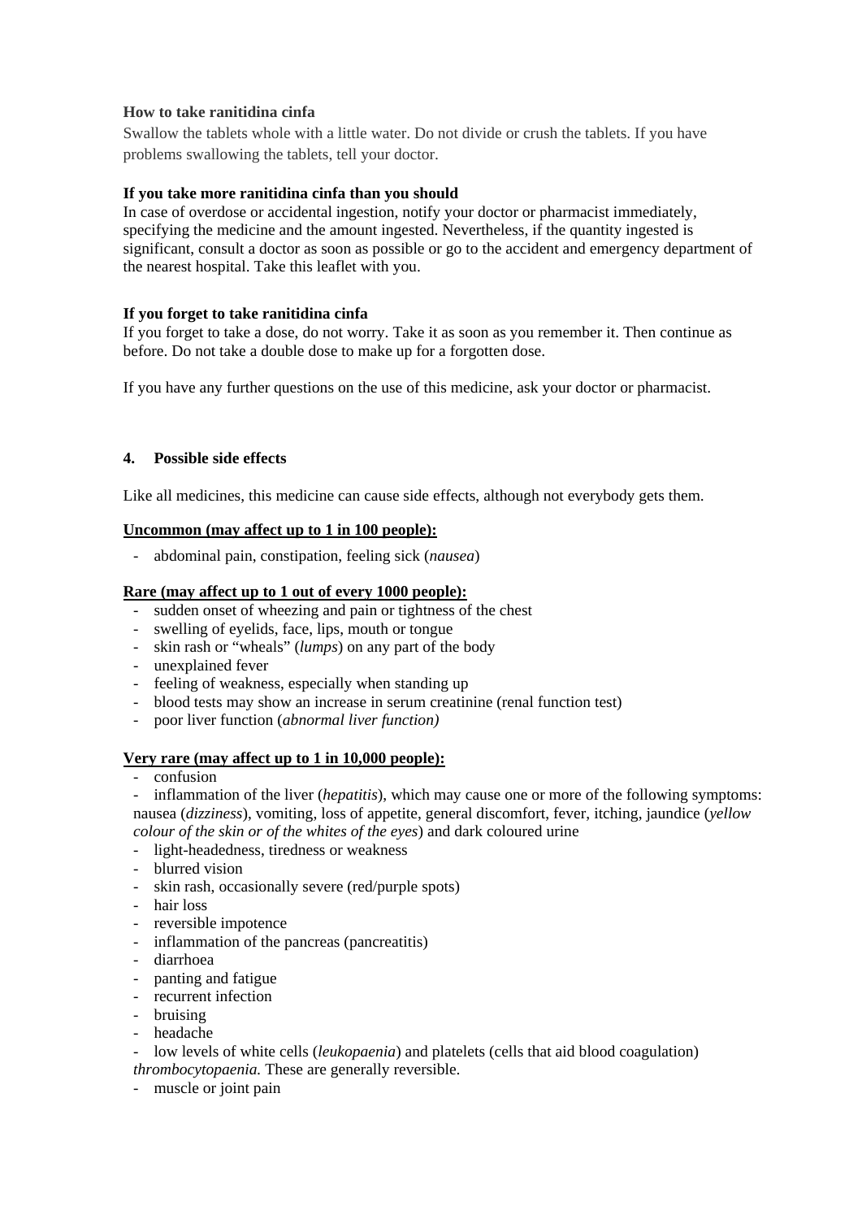**How to take ranitidina cinfa**

Swallow the tablets whole with a little water. Do not divide or crush the tablets. If you have problems swallowing the tablets, tell your doctor.

**If you take more ranitidina cinfa than you should**

In case of overdose or accidental ingestion, notify your doctor or pharmacist immediately, specifying the medicine and the amount ingested. Nevertheless, if the quantity ingested is significant, consult a doctor as soon as possible or go to the accident and emergency department of the nearest hospital. Take this leaflet with you.

**If you forget to take ranitidina cinfa**

If you forget to take a dose, do not worry. Take it as soon as you remember it. Then continue as before. Do not take a double dose to make up for a forgotten dose.

If you have any further questions on the use of this medicine, ask your doctor or pharmacist.

## 4. Possible side effects

Like all medicines, this medicine can cause side effects, although not everybody gets them.

**Uncommon (may affect up to 1 in 100 people):**

- abdominal pain, constipation, feeling sick (*nausea*)

**Rare (may affect up to 1 out of every 1000 people):**

- sudden onset of wheezing and pain or tightness of the chest
- swelling of eyelids, face, lips, mouth or tongue
- skin rash or "wheals" (*lumps*) on any part of the body
- unexplained fever
- feeling of weakness, especially when standing up
- blood tests may show an increase in serum creatinine (renal function test)
- poor liver function (*abnormal liver function)*

**Very rare (may affect up to 1 in 10,000 people):**

- confusion
- inflammation of the liver (*hepatitis*), which may cause one or more of the following symptoms: nausea (*dizziness*), vomiting, loss of appetite, general discomfort, fever, itching, jaundice (*yellow colour of the skin or of the whites of the eyes*) and dark coloured urine
- light-headedness, tiredness or weakness
- blurred vision
- skin rash, occasionally severe (red/purple spots)
- hair loss
- reversible impotence
- inflammation of the pancreas (pancreatitis)
- diarrhoea
- panting and fatigue
- recurrent infection
- bruising
- headache
- low levels of white cells (*leukopaenia*) and platelets (cells that aid blood coagulation) *thrombocytopaenia.* These are generally reversible.
- muscle or joint pain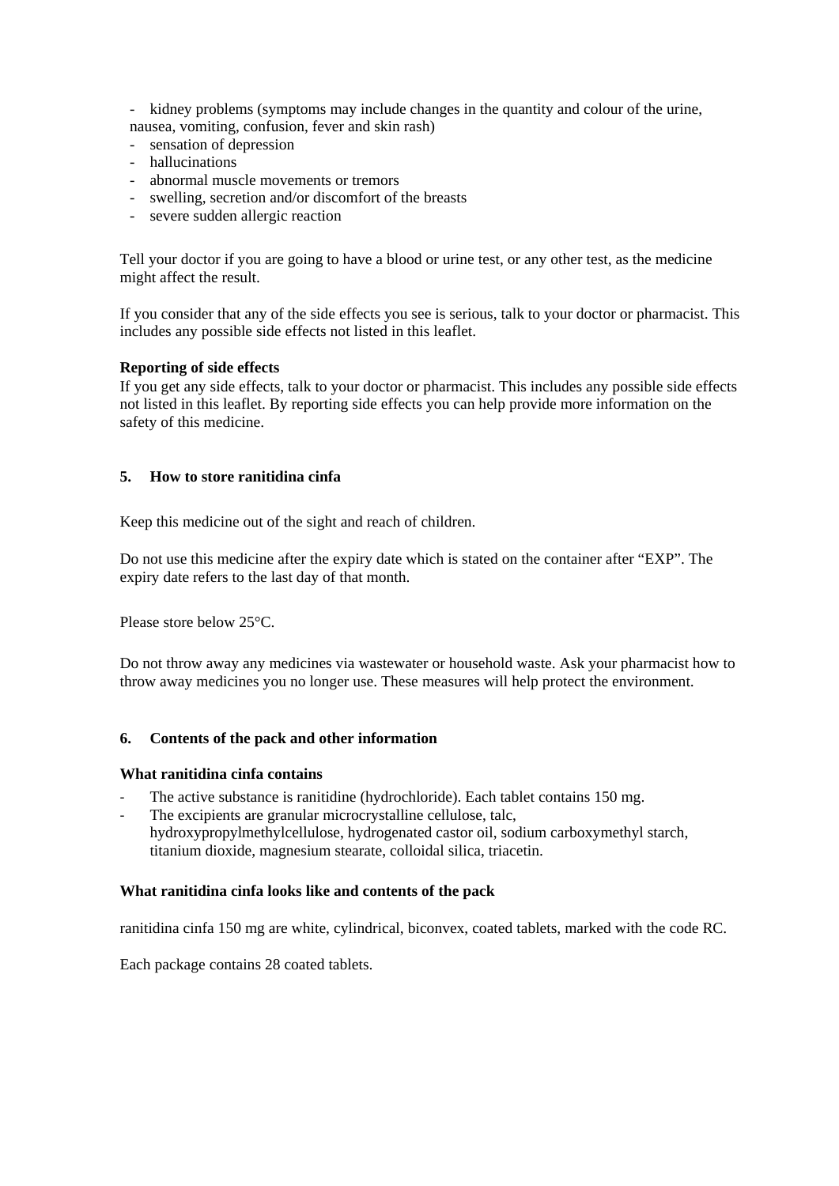- kidney problems (symptoms may include changes in the quantity and colour of the urine, nausea, vomiting, confusion, fever and skin rash)
- sensation of depression
- hallucinations
- abnormal muscle movements or tremors
- swelling, secretion and/or discomfort of the breasts
- severe sudden allergic reaction

Tell your doctor if you are going to have a blood or urine test, or any other test, as the medicine might affect the result.

If you consider that any of the side effects you see is serious, talk to your doctor or pharmacist. This includes any possible side effects not listed in this leaflet.

**Reporting of side effects**
If you get any side effects, talk to your doctor or pharmacist. This includes any possible side effects not listed in this leaflet. By reporting side effects you can help provide more information on the safety of this medicine.

## 5. How to store ranitidina cinfa

Keep this medicine out of the sight and reach of children.

Do not use this medicine after the expiry date which is stated on the container after "EXP". The expiry date refers to the last day of that month.

Please store below 25°C.

Do not throw away any medicines via wastewater or household waste. Ask your pharmacist how to throw away medicines you no longer use. These measures will help protect the environment.

## 6. Contents of the pack and other information

**What ranitidina cinfa contains**

- The active substance is ranitidine (hydrochloride). Each tablet contains 150 mg.
- The excipients are granular microcrystalline cellulose, talc, hydroxypropylmethylcellulose, hydrogenated castor oil, sodium carboxymethyl starch, titanium dioxide, magnesium stearate, colloidal silica, triacetin.

**What ranitidina cinfa looks like and contents of the pack**

ranitidina cinfa 150 mg are white, cylindrical, biconvex, coated tablets, marked with the code RC.

Each package contains 28 coated tablets.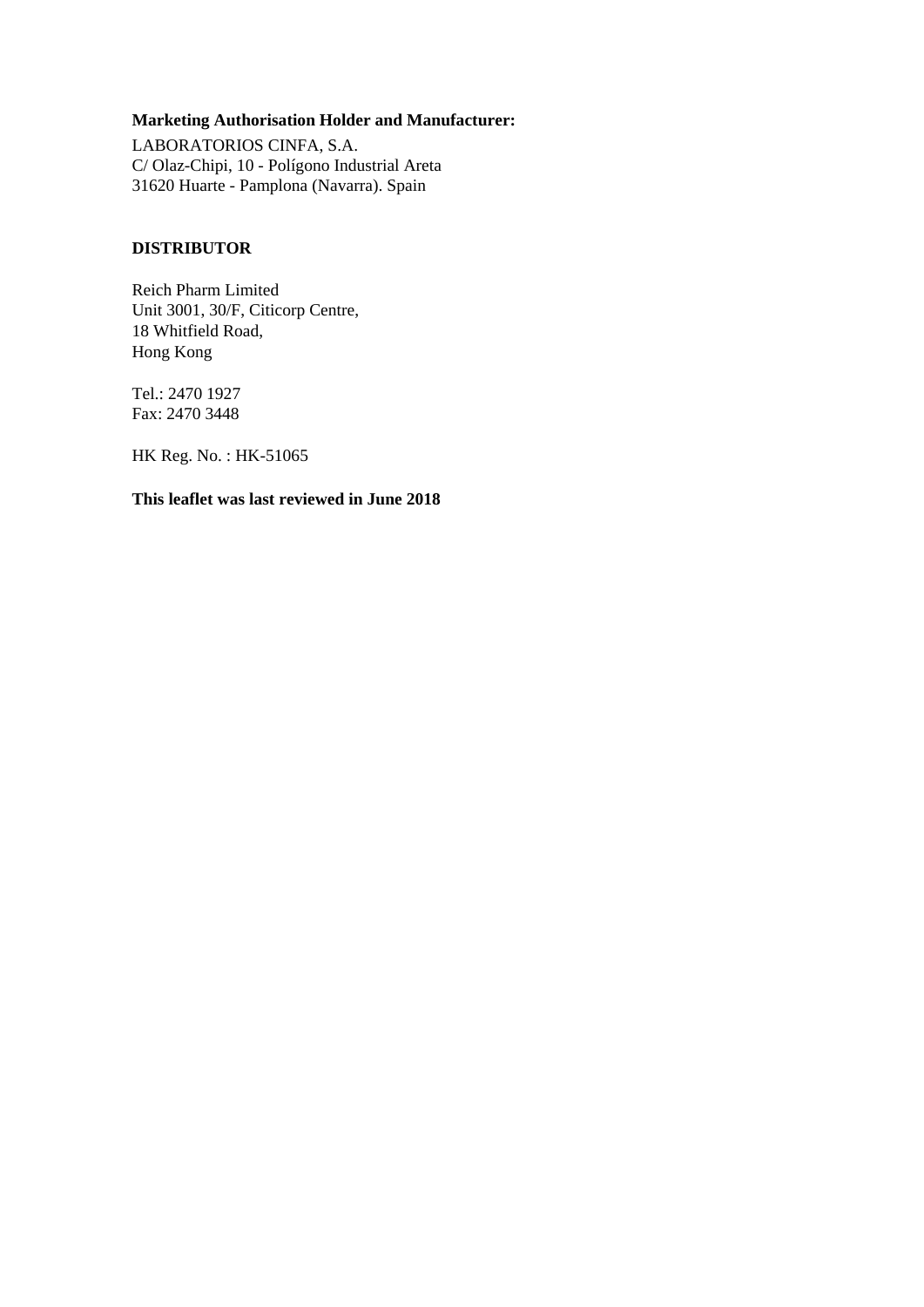**Marketing Authorisation Holder and Manufacturer:**

LABORATORIOS CINFA, S.A.
C/ Olaz-Chipi, 10 - Polígono Industrial Areta
31620 Huarte - Pamplona (Navarra). Spain

**DISTRIBUTOR**

Reich Pharm Limited
Unit 3001, 30/F, Citicorp Centre,
18 Whitfield Road,
Hong Kong

Tel.: 2470 1927
Fax: 2470 3448

HK Reg. No. : HK-51065

**This leaflet was last reviewed in June 2018**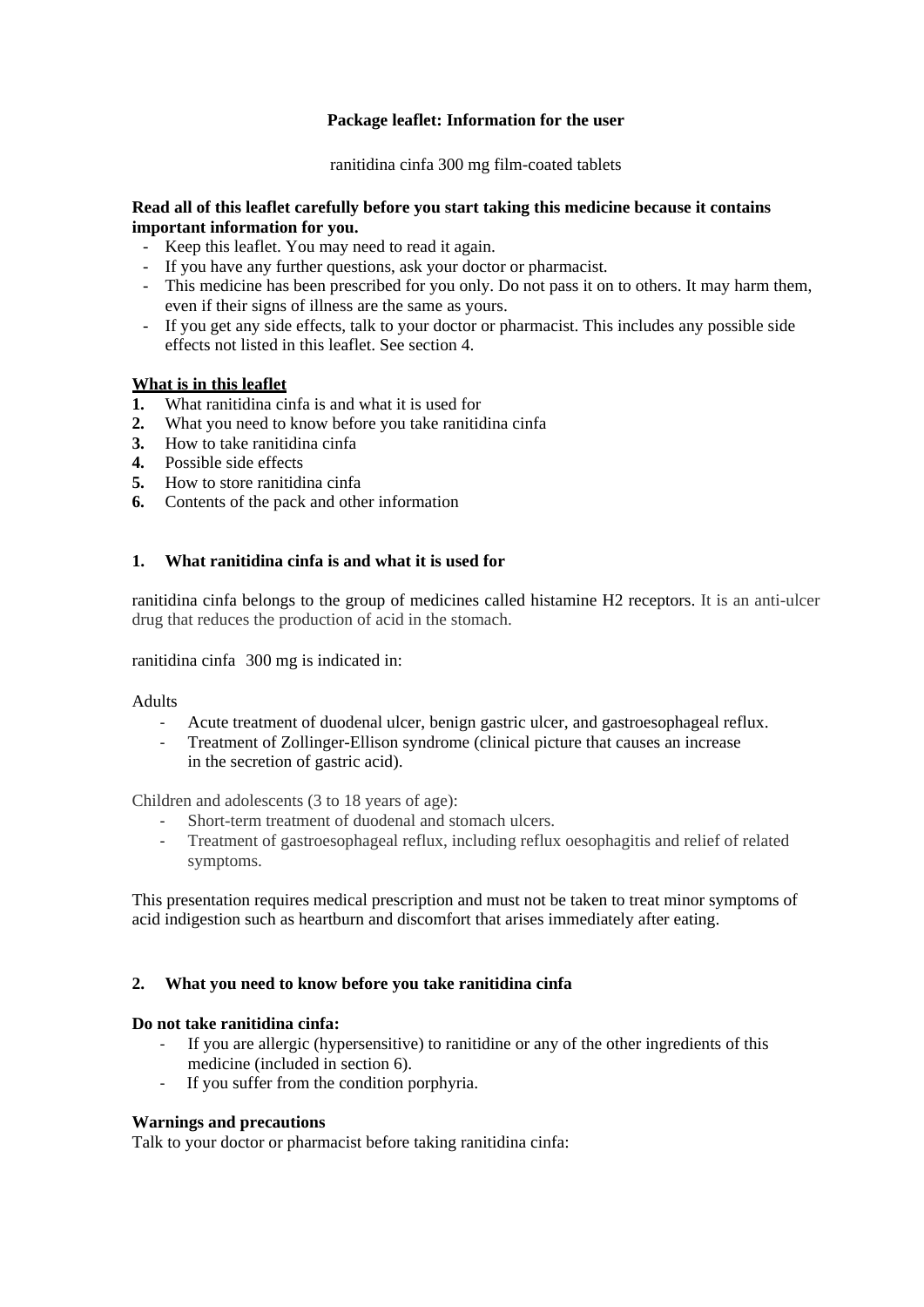**Package leaflet: Information for the user**

ranitidina cinfa 300 mg film-coated tablets

**Read all of this leaflet carefully before you start taking this medicine because it contains important information for you.**

- Keep this leaflet. You may need to read it again.
- If you have any further questions, ask your doctor or pharmacist.
- This medicine has been prescribed for you only. Do not pass it on to others. It may harm them, even if their signs of illness are the same as yours.
- If you get any side effects, talk to your doctor or pharmacist. This includes any possible side effects not listed in this leaflet. See section 4.

**What is in this leaflet**

1. What ranitidina cinfa is and what it is used for
2. What you need to know before you take ranitidina cinfa
3. How to take ranitidina cinfa
4. Possible side effects
5. How to store ranitidina cinfa
6. Contents of the pack and other information

## 1. What ranitidina cinfa is and what it is used for

ranitidina cinfa belongs to the group of medicines called histamine H2 receptors. It is an anti-ulcer drug that reduces the production of acid in the stomach.

ranitidina cinfa 300 mg is indicated in:

Adults

- Acute treatment of duodenal ulcer, benign gastric ulcer, and gastroesophageal reflux.
- Treatment of Zollinger-Ellison syndrome (clinical picture that causes an increase in the secretion of gastric acid).

Children and adolescents (3 to 18 years of age):

- Short-term treatment of duodenal and stomach ulcers.
- Treatment of gastroesophageal reflux, including reflux oesophagitis and relief of related symptoms.

This presentation requires medical prescription and must not be taken to treat minor symptoms of acid indigestion such as heartburn and discomfort that arises immediately after eating.

## 2. What you need to know before you take ranitidina cinfa

**Do not take ranitidina cinfa:**

- If you are allergic (hypersensitive) to ranitidine or any of the other ingredients of this medicine (included in section 6).
- If you suffer from the condition porphyria.

**Warnings and precautions**

Talk to your doctor or pharmacist before taking ranitidina cinfa: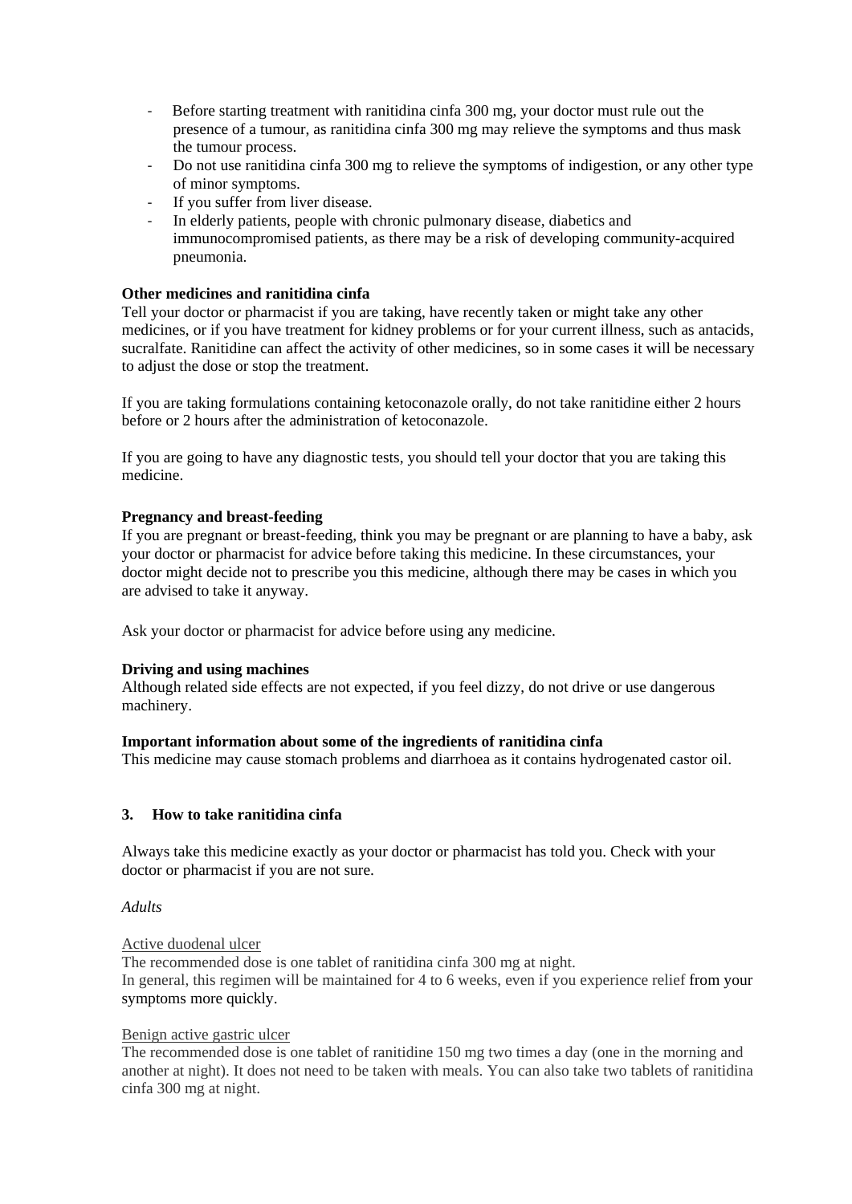- Before starting treatment with ranitidina cinfa 300 mg, your doctor must rule out the presence of a tumour, as ranitidina cinfa 300 mg may relieve the symptoms and thus mask the tumour process.
- Do not use ranitidina cinfa 300 mg to relieve the symptoms of indigestion, or any other type of minor symptoms.
- If you suffer from liver disease.
- In elderly patients, people with chronic pulmonary disease, diabetics and immunocompromised patients, as there may be a risk of developing community-acquired pneumonia.

**Other medicines and ranitidina cinfa**
Tell your doctor or pharmacist if you are taking, have recently taken or might take any other medicines, or if you have treatment for kidney problems or for your current illness, such as antacids, sucralfate. Ranitidine can affect the activity of other medicines, so in some cases it will be necessary to adjust the dose or stop the treatment.

If you are taking formulations containing ketoconazole orally, do not take ranitidine either 2 hours before or 2 hours after the administration of ketoconazole.

If you are going to have any diagnostic tests, you should tell your doctor that you are taking this medicine.

**Pregnancy and breast-feeding**
If you are pregnant or breast-feeding, think you may be pregnant or are planning to have a baby, ask your doctor or pharmacist for advice before taking this medicine. In these circumstances, your doctor might decide not to prescribe you this medicine, although there may be cases in which you are advised to take it anyway.

Ask your doctor or pharmacist for advice before using any medicine.

**Driving and using machines**
Although related side effects are not expected, if you feel dizzy, do not drive or use dangerous machinery.

**Important information about some of the ingredients of ranitidina cinfa**
This medicine may cause stomach problems and diarrhoea as it contains hydrogenated castor oil.

## 3. How to take ranitidina cinfa

Always take this medicine exactly as your doctor or pharmacist has told you. Check with your doctor or pharmacist if you are not sure.

*Adults*

Active duodenal ulcer
The recommended dose is one tablet of ranitidina cinfa 300 mg at night.
In general, this regimen will be maintained for 4 to 6 weeks, even if you experience relief from your symptoms more quickly.

Benign active gastric ulcer
The recommended dose is one tablet of ranitidine 150 mg two times a day (one in the morning and another at night). It does not need to be taken with meals. You can also take two tablets of ranitidina cinfa 300 mg at night.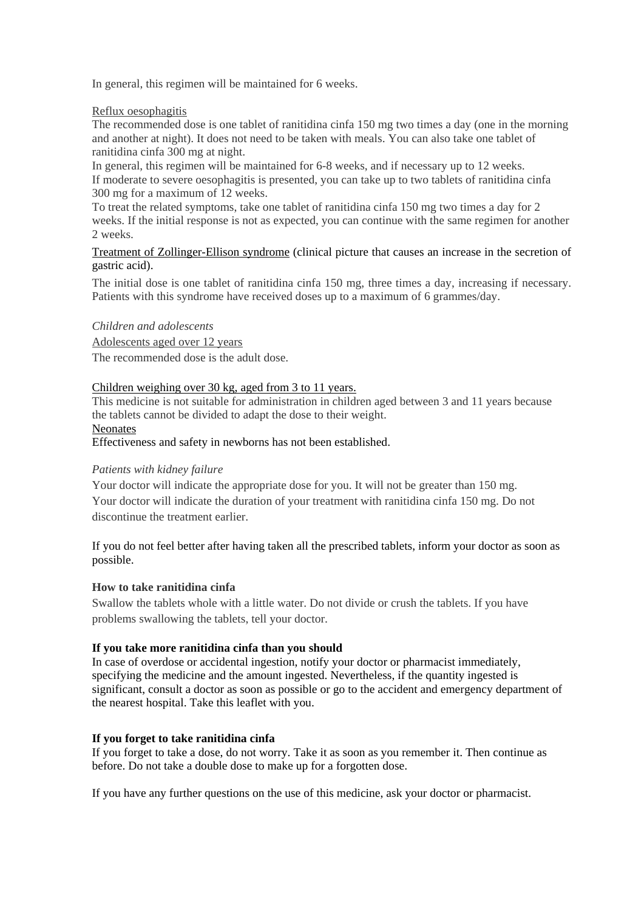In general, this regimen will be maintained for 6 weeks.

Reflux oesophagitis

The recommended dose is one tablet of ranitidina cinfa 150 mg two times a day (one in the morning and another at night). It does not need to be taken with meals. You can also take one tablet of ranitidina cinfa 300 mg at night.

In general, this regimen will be maintained for 6-8 weeks, and if necessary up to 12 weeks.

If moderate to severe oesophagitis is presented, you can take up to two tablets of ranitidina cinfa 300 mg for a maximum of 12 weeks.

To treat the related symptoms, take one tablet of ranitidina cinfa 150 mg two times a day for 2 weeks. If the initial response is not as expected, you can continue with the same regimen for another 2 weeks.

Treatment of Zollinger-Ellison syndrome (clinical picture that causes an increase in the secretion of gastric acid).

The initial dose is one tablet of ranitidina cinfa 150 mg, three times a day, increasing if necessary. Patients with this syndrome have received doses up to a maximum of 6 grammes/day.

*Children and adolescents*

Adolescents aged over 12 years

The recommended dose is the adult dose.

Children weighing over 30 kg, aged from 3 to 11 years.

This medicine is not suitable for administration in children aged between 3 and 11 years because the tablets cannot be divided to adapt the dose to their weight.

Neonates

Effectiveness and safety in newborns has not been established.

*Patients with kidney failure*

Your doctor will indicate the appropriate dose for you. It will not be greater than 150 mg.

Your doctor will indicate the duration of your treatment with ranitidina cinfa 150 mg. Do not discontinue the treatment earlier.

If you do not feel better after having taken all the prescribed tablets, inform your doctor as soon as possible.

**How to take ranitidina cinfa**

Swallow the tablets whole with a little water. Do not divide or crush the tablets. If you have problems swallowing the tablets, tell your doctor.

**If you take more ranitidina cinfa than you should**

In case of overdose or accidental ingestion, notify your doctor or pharmacist immediately, specifying the medicine and the amount ingested. Nevertheless, if the quantity ingested is significant, consult a doctor as soon as possible or go to the accident and emergency department of the nearest hospital. Take this leaflet with you.

**If you forget to take ranitidina cinfa**

If you forget to take a dose, do not worry. Take it as soon as you remember it. Then continue as before. Do not take a double dose to make up for a forgotten dose.

If you have any further questions on the use of this medicine, ask your doctor or pharmacist.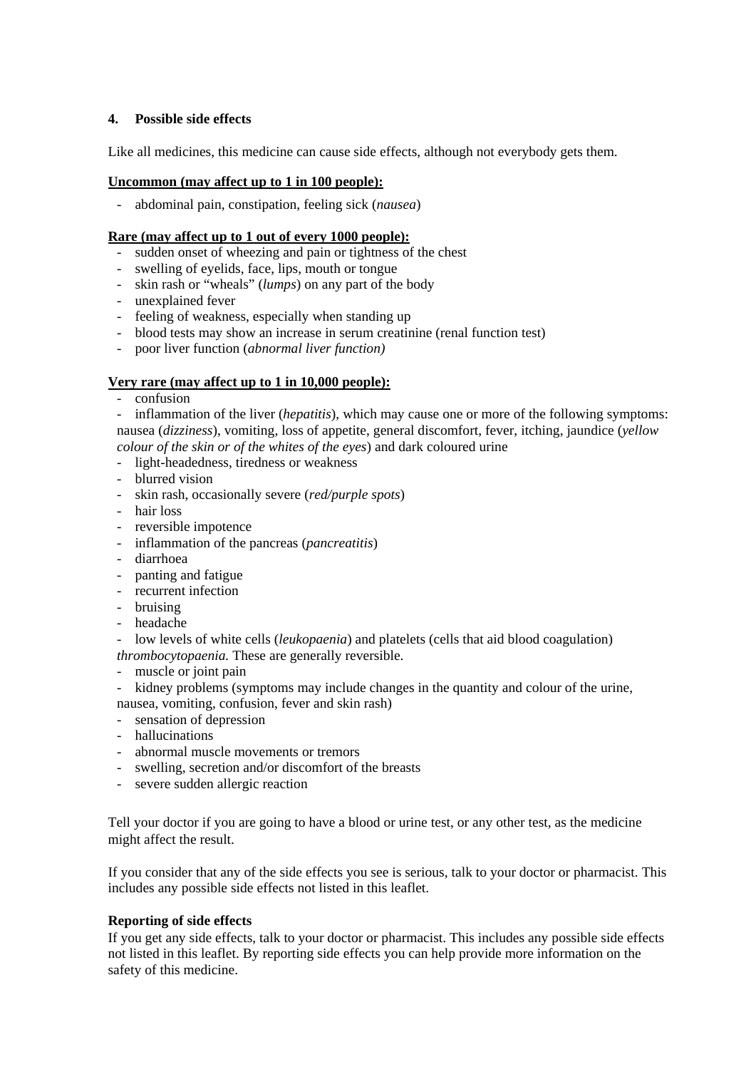## 4. Possible side effects

Like all medicines, this medicine can cause side effects, although not everybody gets them.

**Uncommon (may affect up to 1 in 100 people):**

- abdominal pain, constipation, feeling sick (*nausea*)

**Rare (may affect up to 1 out of every 1000 people):**

- sudden onset of wheezing and pain or tightness of the chest
- swelling of eyelids, face, lips, mouth or tongue
- skin rash or "wheals" (*lumps*) on any part of the body
- unexplained fever
- feeling of weakness, especially when standing up
- blood tests may show an increase in serum creatinine (renal function test)
- poor liver function (*abnormal liver function)*

**Very rare (may affect up to 1 in 10,000 people):**

- confusion
- inflammation of the liver (*hepatitis*), which may cause one or more of the following symptoms: nausea (*dizziness*), vomiting, loss of appetite, general discomfort, fever, itching, jaundice (*yellow colour of the skin or of the whites of the eyes*) and dark coloured urine
- light-headedness, tiredness or weakness
- blurred vision
- skin rash, occasionally severe (*red/purple spots*)
- hair loss
- reversible impotence
- inflammation of the pancreas (*pancreatitis*)
- diarrhoea
- panting and fatigue
- recurrent infection
- bruising
- headache
- low levels of white cells (*leukopaenia*) and platelets (cells that aid blood coagulation) *thrombocytopaenia.* These are generally reversible.
- muscle or joint pain
- kidney problems (symptoms may include changes in the quantity and colour of the urine, nausea, vomiting, confusion, fever and skin rash)
- sensation of depression
- hallucinations
- abnormal muscle movements or tremors
- swelling, secretion and/or discomfort of the breasts
- severe sudden allergic reaction

Tell your doctor if you are going to have a blood or urine test, or any other test, as the medicine might affect the result.

If you consider that any of the side effects you see is serious, talk to your doctor or pharmacist. This includes any possible side effects not listed in this leaflet.

**Reporting of side effects**

If you get any side effects, talk to your doctor or pharmacist. This includes any possible side effects not listed in this leaflet. By reporting side effects you can help provide more information on the safety of this medicine.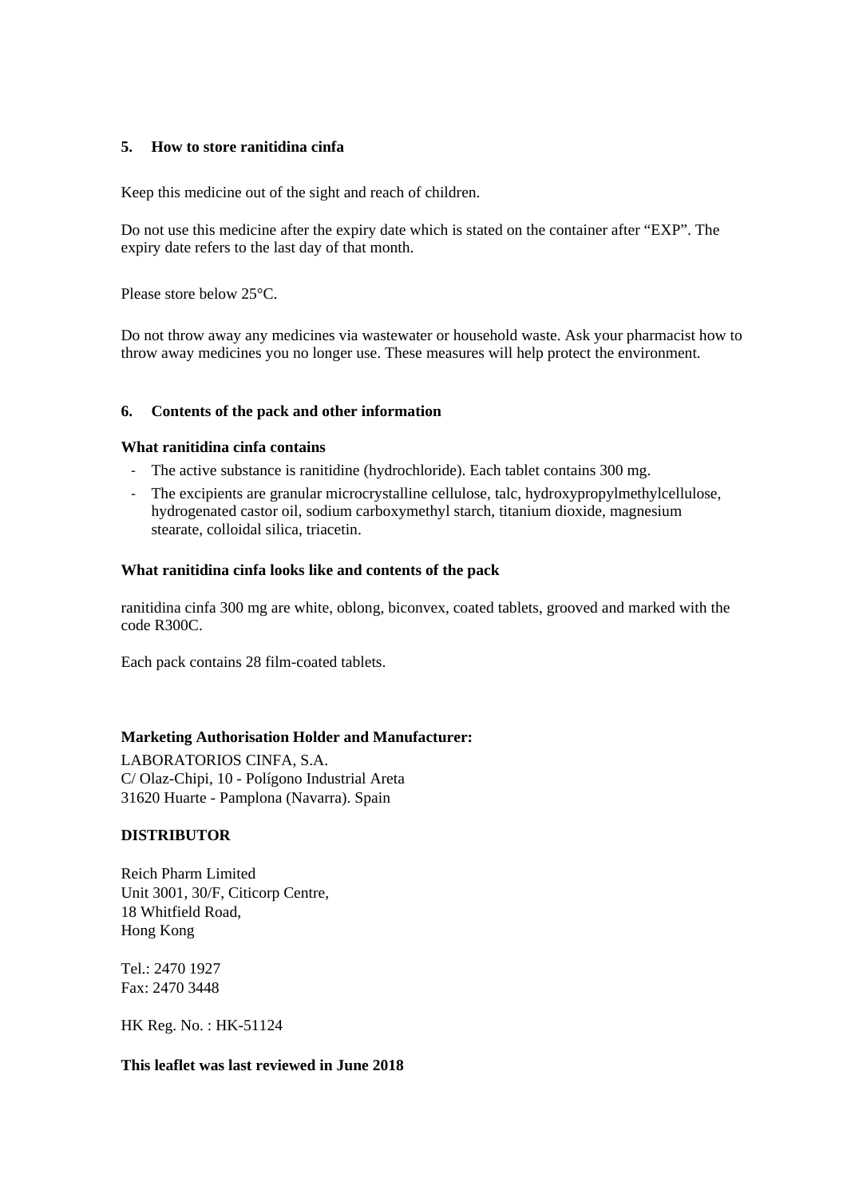## 5. How to store ranitidina cinfa

Keep this medicine out of the sight and reach of children.

Do not use this medicine after the expiry date which is stated on the container after "EXP". The expiry date refers to the last day of that month.

Please store below 25°C.

Do not throw away any medicines via wastewater or household waste. Ask your pharmacist how to throw away medicines you no longer use. These measures will help protect the environment.

## 6. Contents of the pack and other information

**What ranitidina cinfa contains**

- The active substance is ranitidine (hydrochloride). Each tablet contains 300 mg.
- The excipients are granular microcrystalline cellulose, talc, hydroxypropylmethylcellulose, hydrogenated castor oil, sodium carboxymethyl starch, titanium dioxide, magnesium stearate, colloidal silica, triacetin.

**What ranitidina cinfa looks like and contents of the pack**

ranitidina cinfa 300 mg are white, oblong, biconvex, coated tablets, grooved and marked with the code R300C.

Each pack contains 28 film-coated tablets.

**Marketing Authorisation Holder and Manufacturer:**

LABORATORIOS CINFA, S.A.
C/ Olaz-Chipi, 10 - Polígono Industrial Areta
31620 Huarte - Pamplona (Navarra). Spain

**DISTRIBUTOR**

Reich Pharm Limited
Unit 3001, 30/F, Citicorp Centre,
18 Whitfield Road,
Hong Kong

Tel.: 2470 1927
Fax: 2470 3448

HK Reg. No. : HK-51124

**This leaflet was last reviewed in June 2018**